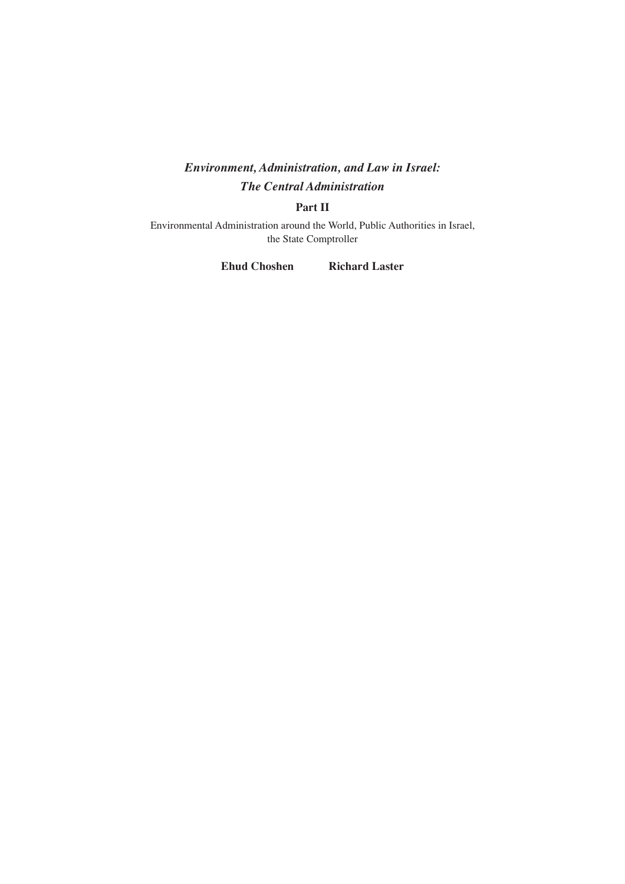# *Environment, Administration, and Law in Israel: The Central Administration*

## Part II

Environmental Administration around the World, Public Authorities in Israel, the State Comptroller

**Ehud Choshen** **Richard Laster**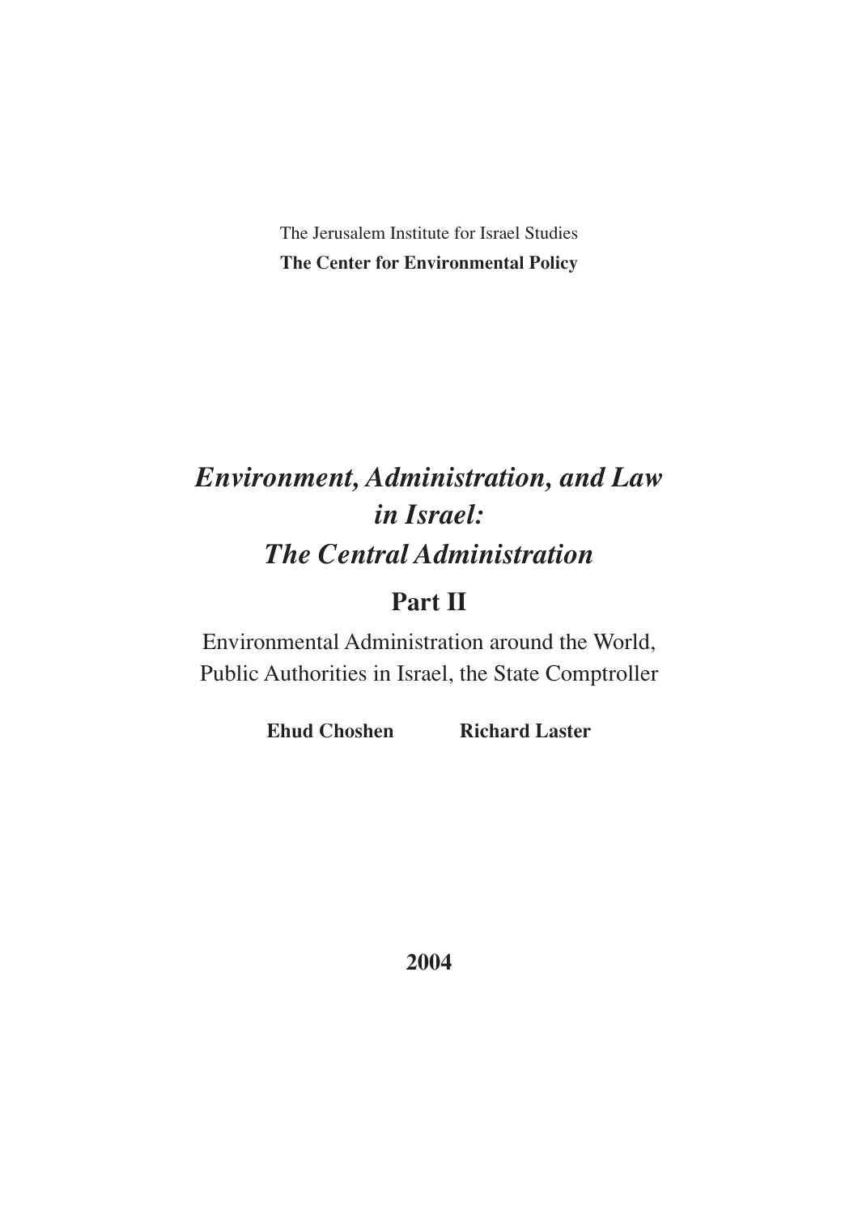The Jerusalem Institute for Israel Studies

**The Center for Environmental Policy**

# *Environment, Administration, and Law in Israel: The Central Administration*

## Part II

Environmental Administration around the World, Public Authorities in Israel, the State Comptroller

**Ehud Choshen** **Richard Laster**

**2004**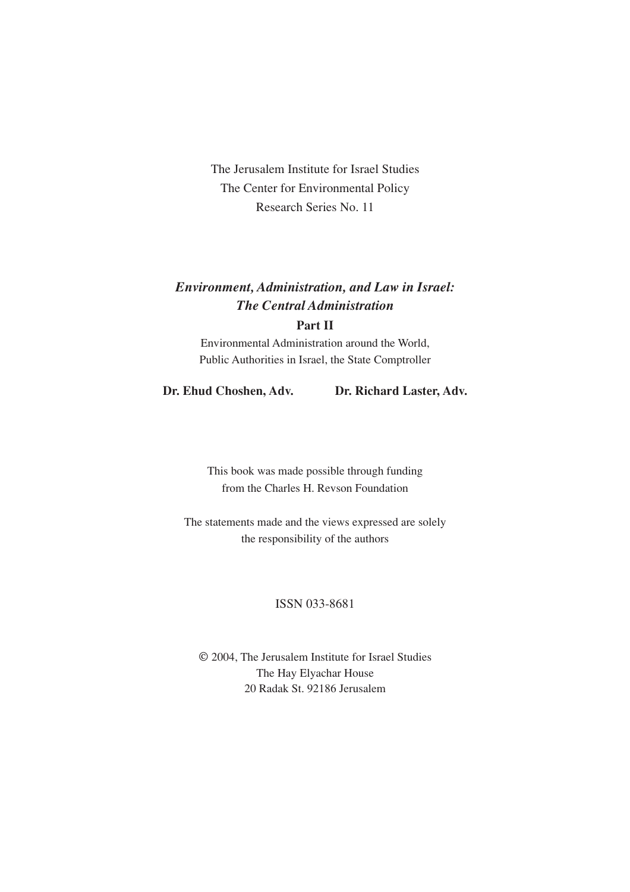The Jerusalem Institute for Israel Studies

The Center for Environmental Policy

Research Series No. 11

# *Environment, Administration, and Law in Israel: The Central Administration*

## Part II

Environmental Administration around the World,
Public Authorities in Israel, the State Comptroller

**Dr. Ehud Choshen, Adv.** **Dr. Richard Laster, Adv.**

This book was made possible through funding
from the Charles H. Revson Foundation

The statements made and the views expressed are solely
the responsibility of the authors

ISSN 033-8681

© 2004, The Jerusalem Institute for Israel Studies
The Hay Elyachar House
20 Radak St. 92186 Jerusalem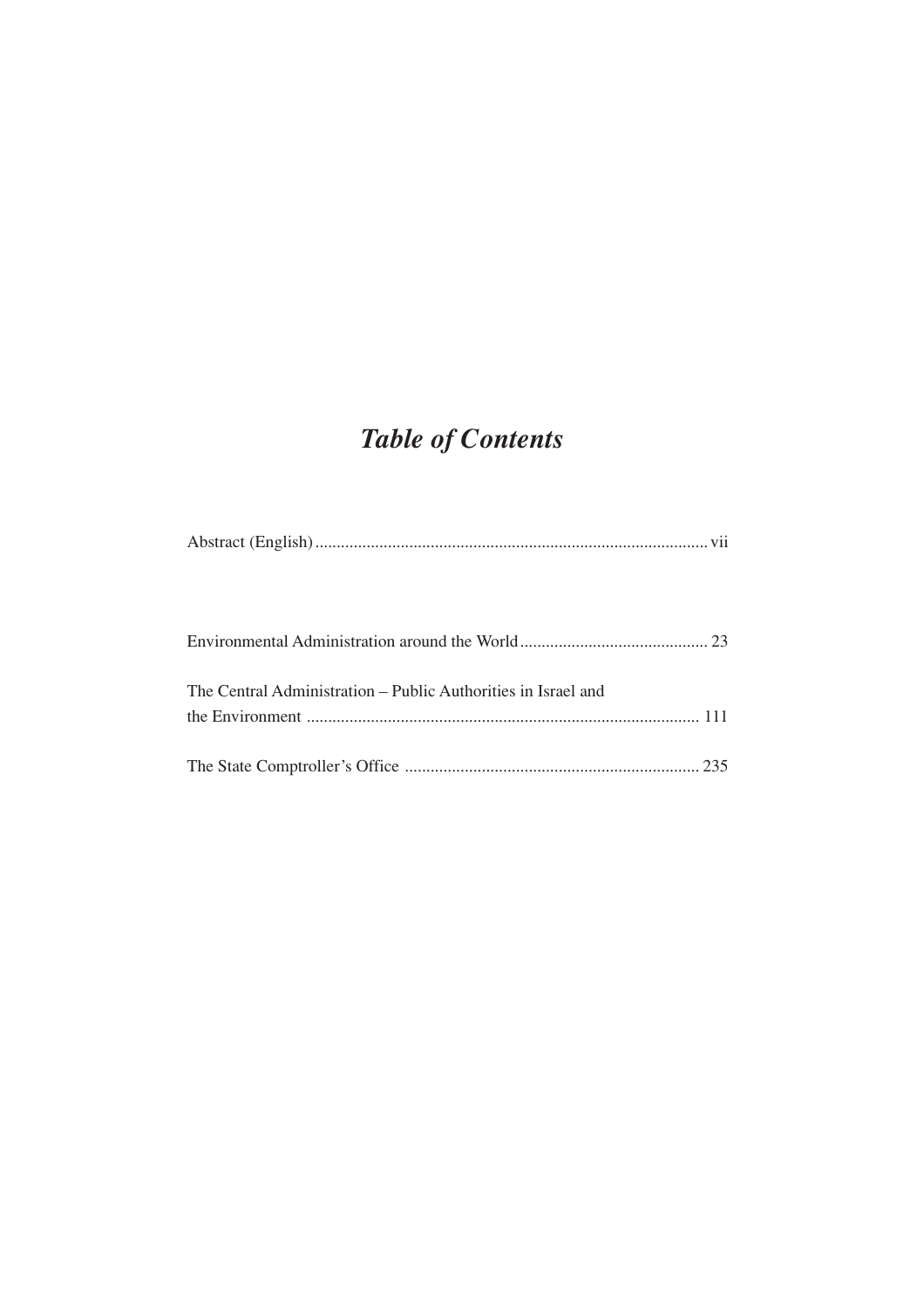# *Table of Contents*

Abstract (English) ........................................................................................... vii

Environmental Administration around the World ........................................... 23

The Central Administration – Public Authorities in Israel and the Environment ........................................................................................... 111

The State Comptroller's Office ..................................................................... 235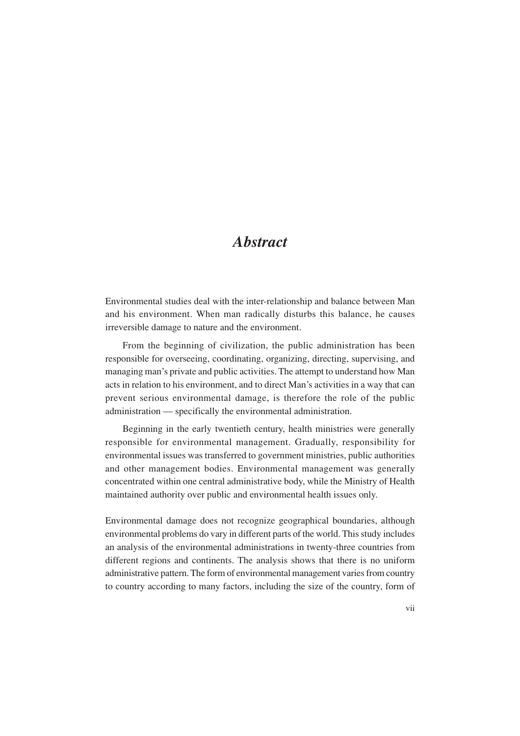# *Abstract*

Environmental studies deal with the inter-relationship and balance between Man and his environment. When man radically disturbs this balance, he causes irreversible damage to nature and the environment.

From the beginning of civilization, the public administration has been responsible for overseeing, coordinating, organizing, directing, supervising, and managing man's private and public activities. The attempt to understand how Man acts in relation to his environment, and to direct Man's activities in a way that can prevent serious environmental damage, is therefore the role of the public administration — specifically the environmental administration.

Beginning in the early twentieth century, health ministries were generally responsible for environmental management. Gradually, responsibility for environmental issues was transferred to government ministries, public authorities and other management bodies. Environmental management was generally concentrated within one central administrative body, while the Ministry of Health maintained authority over public and environmental health issues only.

Environmental damage does not recognize geographical boundaries, although environmental problems do vary in different parts of the world. This study includes an analysis of the environmental administrations in twenty-three countries from different regions and continents. The analysis shows that there is no uniform administrative pattern. The form of environmental management varies from country to country according to many factors, including the size of the country, form of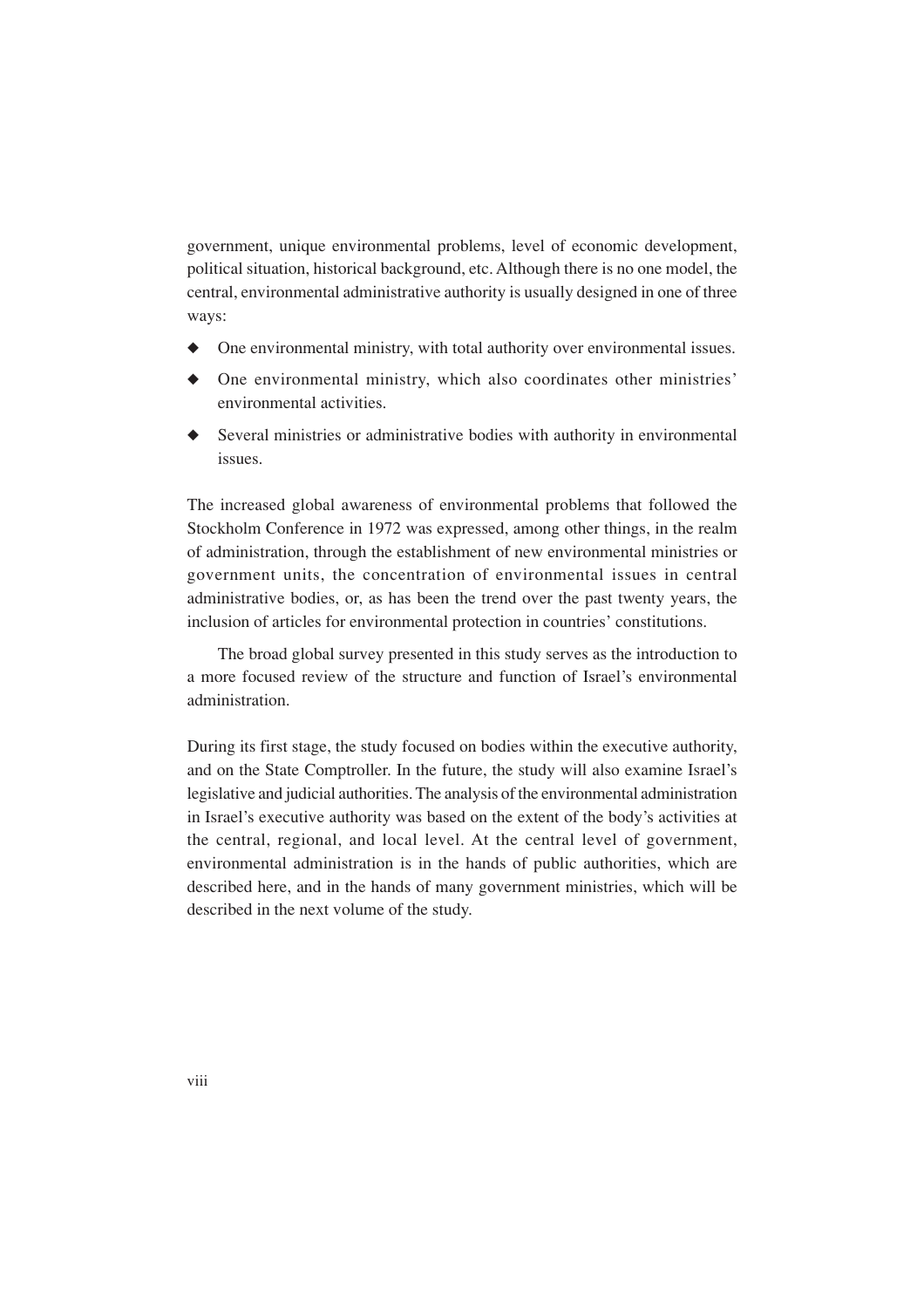government, unique environmental problems, level of economic development, political situation, historical background, etc. Although there is no one model, the central, environmental administrative authority is usually designed in one of three ways:

- One environmental ministry, with total authority over environmental issues.
- One environmental ministry, which also coordinates other ministries' environmental activities.
- Several ministries or administrative bodies with authority in environmental issues.

The increased global awareness of environmental problems that followed the Stockholm Conference in 1972 was expressed, among other things, in the realm of administration, through the establishment of new environmental ministries or government units, the concentration of environmental issues in central administrative bodies, or, as has been the trend over the past twenty years, the inclusion of articles for environmental protection in countries' constitutions.

The broad global survey presented in this study serves as the introduction to a more focused review of the structure and function of Israel's environmental administration.

During its first stage, the study focused on bodies within the executive authority, and on the State Comptroller. In the future, the study will also examine Israel's legislative and judicial authorities. The analysis of the environmental administration in Israel's executive authority was based on the extent of the body's activities at the central, regional, and local level. At the central level of government, environmental administration is in the hands of public authorities, which are described here, and in the hands of many government ministries, which will be described in the next volume of the study.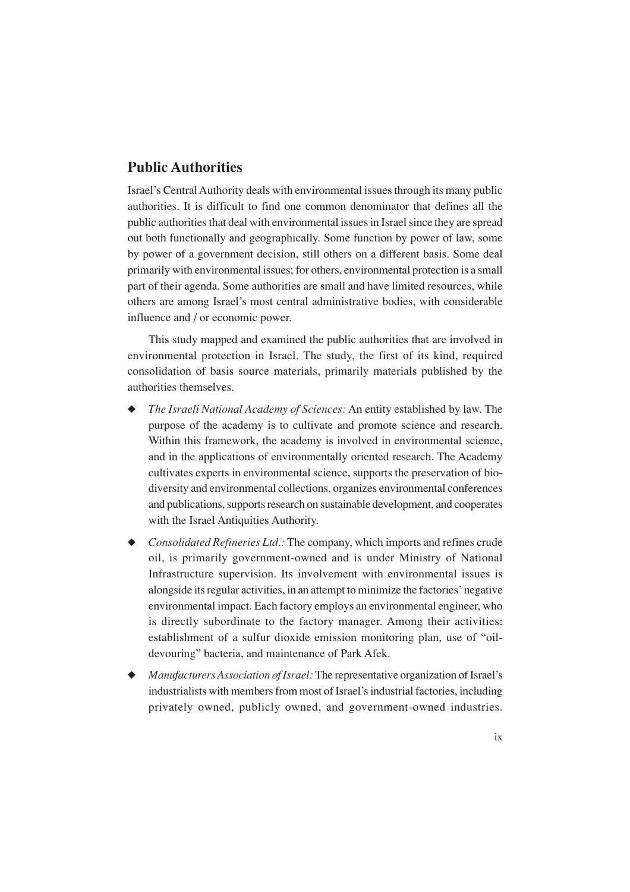## Public Authorities

Israel's Central Authority deals with environmental issues through its many public authorities. It is difficult to find one common denominator that defines all the public authorities that deal with environmental issues in Israel since they are spread out both functionally and geographically. Some function by power of law, some by power of a government decision, still others on a different basis. Some deal primarily with environmental issues; for others, environmental protection is a small part of their agenda. Some authorities are small and have limited resources, while others are among Israel's most central administrative bodies, with considerable influence and / or economic power.

This study mapped and examined the public authorities that are involved in environmental protection in Israel. The study, the first of its kind, required consolidation of basis source materials, primarily materials published by the authorities themselves.

- *The Israeli National Academy of Sciences:* An entity established by law. The purpose of the academy is to cultivate and promote science and research. Within this framework, the academy is involved in environmental science, and in the applications of environmentally oriented research. The Academy cultivates experts in environmental science, supports the preservation of biodiversity and environmental collections, organizes environmental conferences and publications, supports research on sustainable development, and cooperates with the Israel Antiquities Authority.
- *Consolidated Refineries Ltd.:* The company, which imports and refines crude oil, is primarily government-owned and is under Ministry of National Infrastructure supervision. Its involvement with environmental issues is alongside its regular activities, in an attempt to minimize the factories' negative environmental impact. Each factory employs an environmental engineer, who is directly subordinate to the factory manager. Among their activities: establishment of a sulfur dioxide emission monitoring plan, use of "oil-devouring" bacteria, and maintenance of Park Afek.
- *Manufacturers Association of Israel:* The representative organization of Israel's industrialists with members from most of Israel's industrial factories, including privately owned, publicly owned, and government-owned industries.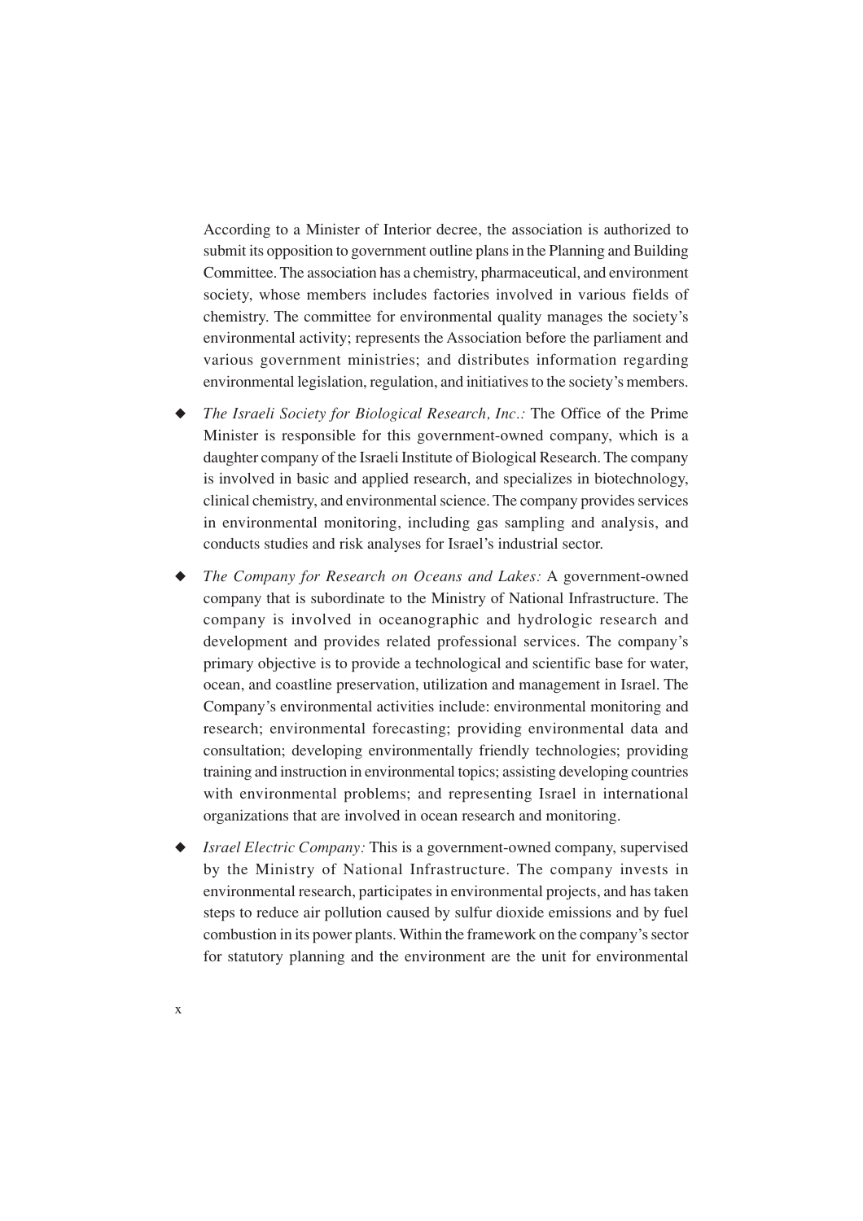According to a Minister of Interior decree, the association is authorized to submit its opposition to government outline plans in the Planning and Building Committee. The association has a chemistry, pharmaceutical, and environment society, whose members includes factories involved in various fields of chemistry. The committee for environmental quality manages the society's environmental activity; represents the Association before the parliament and various government ministries; and distributes information regarding environmental legislation, regulation, and initiatives to the society's members.

- *The Israeli Society for Biological Research, Inc.:* The Office of the Prime Minister is responsible for this government-owned company, which is a daughter company of the Israeli Institute of Biological Research. The company is involved in basic and applied research, and specializes in biotechnology, clinical chemistry, and environmental science. The company provides services in environmental monitoring, including gas sampling and analysis, and conducts studies and risk analyses for Israel's industrial sector.

- *The Company for Research on Oceans and Lakes:* A government-owned company that is subordinate to the Ministry of National Infrastructure. The company is involved in oceanographic and hydrologic research and development and provides related professional services. The company's primary objective is to provide a technological and scientific base for water, ocean, and coastline preservation, utilization and management in Israel. The Company's environmental activities include: environmental monitoring and research; environmental forecasting; providing environmental data and consultation; developing environmentally friendly technologies; providing training and instruction in environmental topics; assisting developing countries with environmental problems; and representing Israel in international organizations that are involved in ocean research and monitoring.

- *Israel Electric Company:* This is a government-owned company, supervised by the Ministry of National Infrastructure. The company invests in environmental research, participates in environmental projects, and has taken steps to reduce air pollution caused by sulfur dioxide emissions and by fuel combustion in its power plants. Within the framework on the company's sector for statutory planning and the environment are the unit for environmental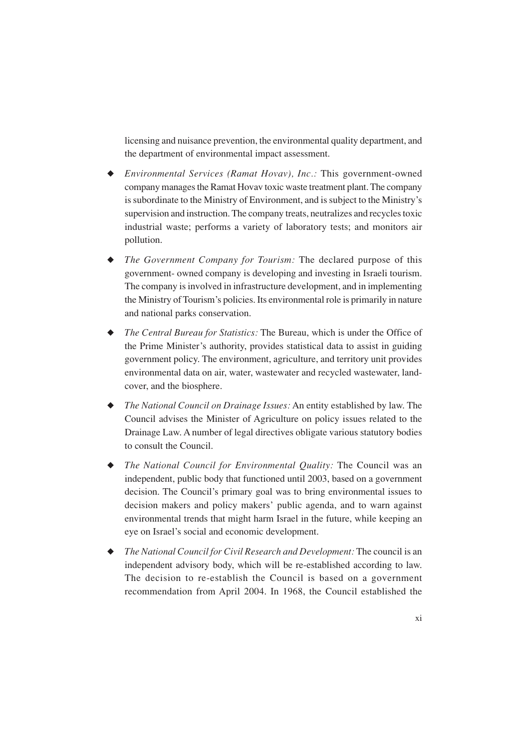licensing and nuisance prevention, the environmental quality department, and the department of environmental impact assessment.

- *Environmental Services (Ramat Hovav), Inc.:* This government-owned company manages the Ramat Hovav toxic waste treatment plant. The company is subordinate to the Ministry of Environment, and is subject to the Ministry's supervision and instruction. The company treats, neutralizes and recycles toxic industrial waste; performs a variety of laboratory tests; and monitors air pollution.

- *The Government Company for Tourism:* The declared purpose of this government- owned company is developing and investing in Israeli tourism. The company is involved in infrastructure development, and in implementing the Ministry of Tourism's policies. Its environmental role is primarily in nature and national parks conservation.

- *The Central Bureau for Statistics:* The Bureau, which is under the Office of the Prime Minister's authority, provides statistical data to assist in guiding government policy. The environment, agriculture, and territory unit provides environmental data on air, water, wastewater and recycled wastewater, land-cover, and the biosphere.

- *The National Council on Drainage Issues:* An entity established by law. The Council advises the Minister of Agriculture on policy issues related to the Drainage Law. A number of legal directives obligate various statutory bodies to consult the Council.

- *The National Council for Environmental Quality:* The Council was an independent, public body that functioned until 2003, based on a government decision. The Council's primary goal was to bring environmental issues to decision makers and policy makers' public agenda, and to warn against environmental trends that might harm Israel in the future, while keeping an eye on Israel's social and economic development.

- *The National Council for Civil Research and Development:* The council is an independent advisory body, which will be re-established according to law. The decision to re-establish the Council is based on a government recommendation from April 2004. In 1968, the Council established the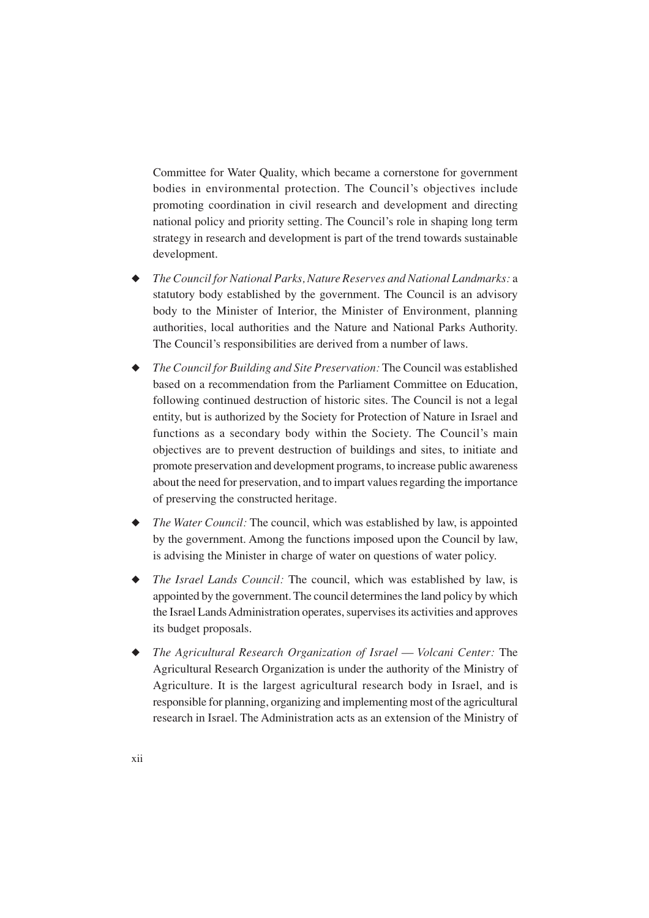Committee for Water Quality, which became a cornerstone for government bodies in environmental protection. The Council's objectives include promoting coordination in civil research and development and directing national policy and priority setting. The Council's role in shaping long term strategy in research and development is part of the trend towards sustainable development.

- *The Council for National Parks, Nature Reserves and National Landmarks:* a statutory body established by the government. The Council is an advisory body to the Minister of Interior, the Minister of Environment, planning authorities, local authorities and the Nature and National Parks Authority. The Council's responsibilities are derived from a number of laws.
- *The Council for Building and Site Preservation:* The Council was established based on a recommendation from the Parliament Committee on Education, following continued destruction of historic sites. The Council is not a legal entity, but is authorized by the Society for Protection of Nature in Israel and functions as a secondary body within the Society. The Council's main objectives are to prevent destruction of buildings and sites, to initiate and promote preservation and development programs, to increase public awareness about the need for preservation, and to impart values regarding the importance of preserving the constructed heritage.
- *The Water Council:* The council, which was established by law, is appointed by the government. Among the functions imposed upon the Council by law, is advising the Minister in charge of water on questions of water policy.
- *The Israel Lands Council:* The council, which was established by law, is appointed by the government. The council determines the land policy by which the Israel Lands Administration operates, supervises its activities and approves its budget proposals.
- *The Agricultural Research Organization of Israel — Volcani Center:* The Agricultural Research Organization is under the authority of the Ministry of Agriculture. It is the largest agricultural research body in Israel, and is responsible for planning, organizing and implementing most of the agricultural research in Israel. The Administration acts as an extension of the Ministry of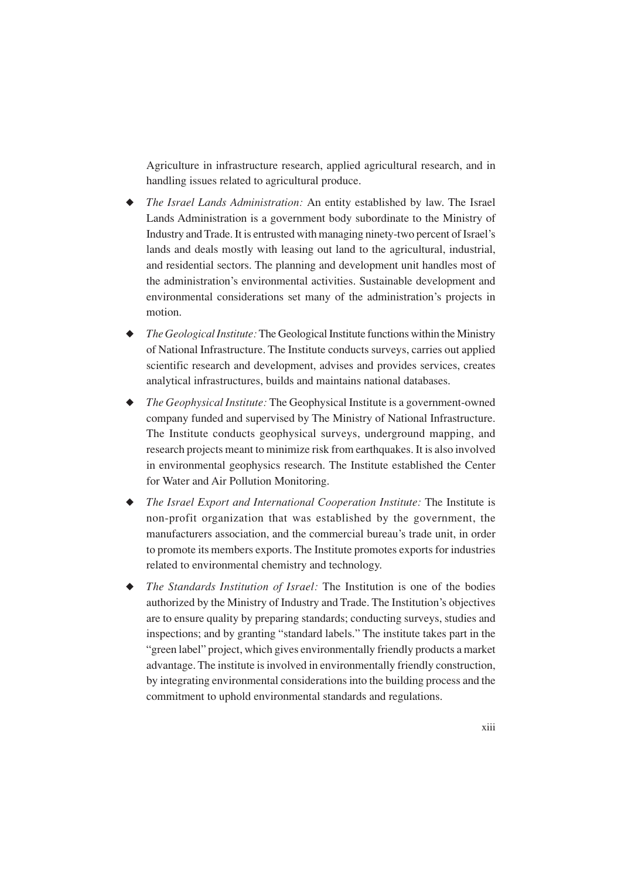Agriculture in infrastructure research, applied agricultural research, and in handling issues related to agricultural produce.

- *The Israel Lands Administration:* An entity established by law. The Israel Lands Administration is a government body subordinate to the Ministry of Industry and Trade. It is entrusted with managing ninety-two percent of Israel's lands and deals mostly with leasing out land to the agricultural, industrial, and residential sectors. The planning and development unit handles most of the administration's environmental activities. Sustainable development and environmental considerations set many of the administration's projects in motion.
- *The Geological Institute:* The Geological Institute functions within the Ministry of National Infrastructure. The Institute conducts surveys, carries out applied scientific research and development, advises and provides services, creates analytical infrastructures, builds and maintains national databases.
- *The Geophysical Institute:* The Geophysical Institute is a government-owned company funded and supervised by The Ministry of National Infrastructure. The Institute conducts geophysical surveys, underground mapping, and research projects meant to minimize risk from earthquakes. It is also involved in environmental geophysics research. The Institute established the Center for Water and Air Pollution Monitoring.
- *The Israel Export and International Cooperation Institute:* The Institute is non-profit organization that was established by the government, the manufacturers association, and the commercial bureau's trade unit, in order to promote its members exports. The Institute promotes exports for industries related to environmental chemistry and technology.
- *The Standards Institution of Israel:* The Institution is one of the bodies authorized by the Ministry of Industry and Trade. The Institution's objectives are to ensure quality by preparing standards; conducting surveys, studies and inspections; and by granting "standard labels." The institute takes part in the "green label" project, which gives environmentally friendly products a market advantage. The institute is involved in environmentally friendly construction, by integrating environmental considerations into the building process and the commitment to uphold environmental standards and regulations.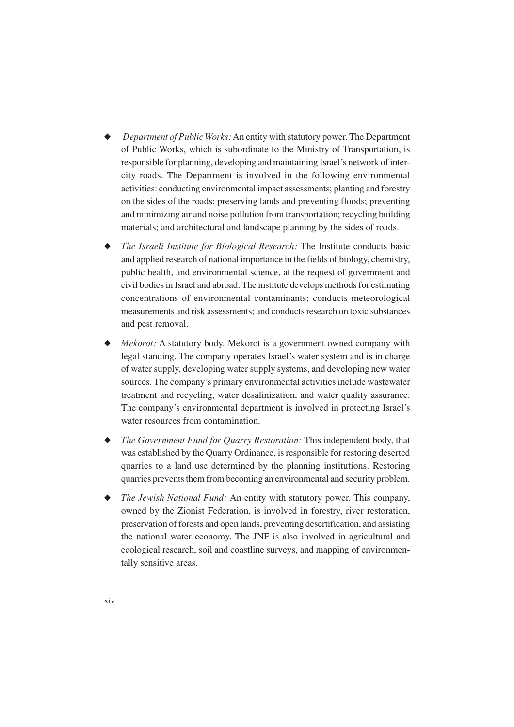- *Department of Public Works:* An entity with statutory power. The Department of Public Works, which is subordinate to the Ministry of Transportation, is responsible for planning, developing and maintaining Israel's network of inter-city roads. The Department is involved in the following environmental activities: conducting environmental impact assessments; planting and forestry on the sides of the roads; preserving lands and preventing floods; preventing and minimizing air and noise pollution from transportation; recycling building materials; and architectural and landscape planning by the sides of roads.

- *The Israeli Institute for Biological Research:* The Institute conducts basic and applied research of national importance in the fields of biology, chemistry, public health, and environmental science, at the request of government and civil bodies in Israel and abroad. The institute develops methods for estimating concentrations of environmental contaminants; conducts meteorological measurements and risk assessments; and conducts research on toxic substances and pest removal.

- *Mekorot:* A statutory body. Mekorot is a government owned company with legal standing. The company operates Israel's water system and is in charge of water supply, developing water supply systems, and developing new water sources. The company's primary environmental activities include wastewater treatment and recycling, water desalinization, and water quality assurance. The company's environmental department is involved in protecting Israel's water resources from contamination.

- *The Government Fund for Quarry Restoration:* This independent body, that was established by the Quarry Ordinance, is responsible for restoring deserted quarries to a land use determined by the planning institutions. Restoring quarries prevents them from becoming an environmental and security problem.

- *The Jewish National Fund:* An entity with statutory power. This company, owned by the Zionist Federation, is involved in forestry, river restoration, preservation of forests and open lands, preventing desertification, and assisting the national water economy. The JNF is also involved in agricultural and ecological research, soil and coastline surveys, and mapping of environmentally sensitive areas.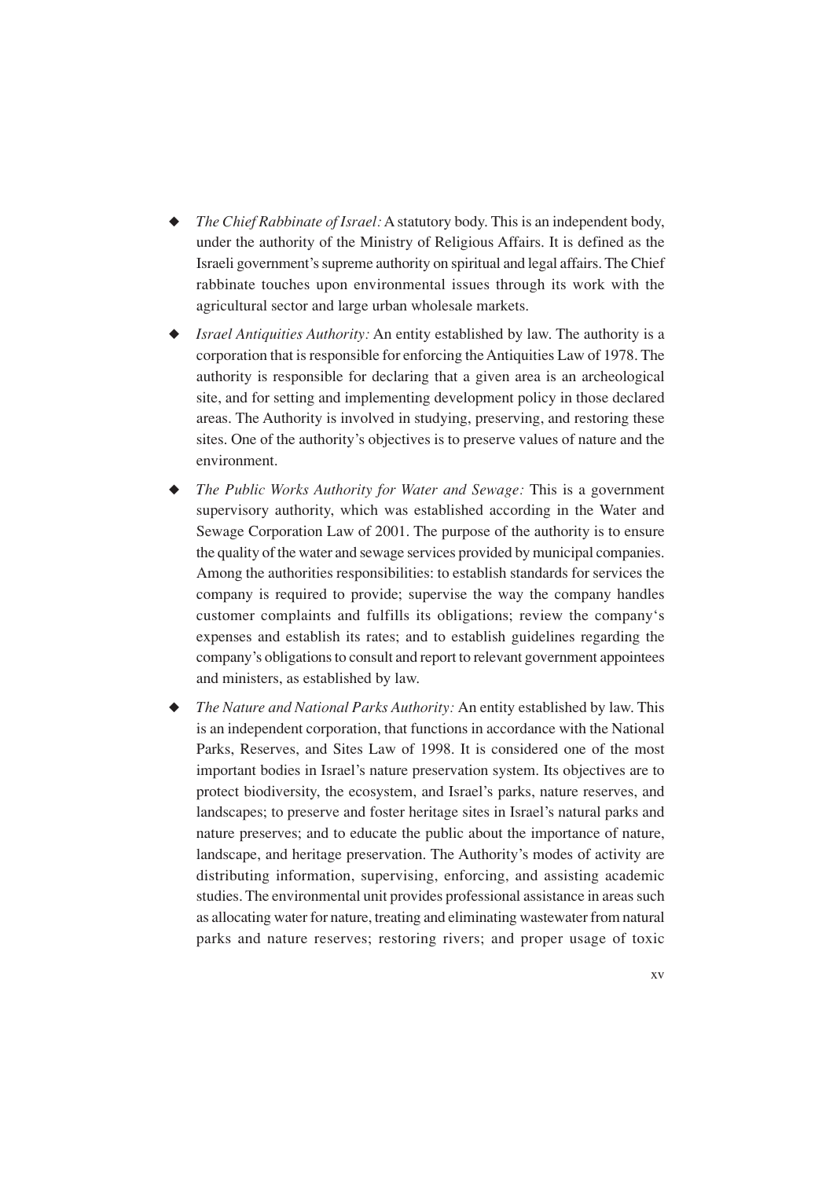- *The Chief Rabbinate of Israel:* A statutory body. This is an independent body, under the authority of the Ministry of Religious Affairs. It is defined as the Israeli government's supreme authority on spiritual and legal affairs. The Chief rabbinate touches upon environmental issues through its work with the agricultural sector and large urban wholesale markets.
- *Israel Antiquities Authority:* An entity established by law. The authority is a corporation that is responsible for enforcing the Antiquities Law of 1978. The authority is responsible for declaring that a given area is an archeological site, and for setting and implementing development policy in those declared areas. The Authority is involved in studying, preserving, and restoring these sites. One of the authority's objectives is to preserve values of nature and the environment.
- *The Public Works Authority for Water and Sewage:* This is a government supervisory authority, which was established according in the Water and Sewage Corporation Law of 2001. The purpose of the authority is to ensure the quality of the water and sewage services provided by municipal companies. Among the authorities responsibilities: to establish standards for services the company is required to provide; supervise the way the company handles customer complaints and fulfills its obligations; review the company's expenses and establish its rates; and to establish guidelines regarding the company's obligations to consult and report to relevant government appointees and ministers, as established by law.
- *The Nature and National Parks Authority:* An entity established by law. This is an independent corporation, that functions in accordance with the National Parks, Reserves, and Sites Law of 1998. It is considered one of the most important bodies in Israel's nature preservation system. Its objectives are to protect biodiversity, the ecosystem, and Israel's parks, nature reserves, and landscapes; to preserve and foster heritage sites in Israel's natural parks and nature preserves; and to educate the public about the importance of nature, landscape, and heritage preservation. The Authority's modes of activity are distributing information, supervising, enforcing, and assisting academic studies. The environmental unit provides professional assistance in areas such as allocating water for nature, treating and eliminating wastewater from natural parks and nature reserves; restoring rivers; and proper usage of toxic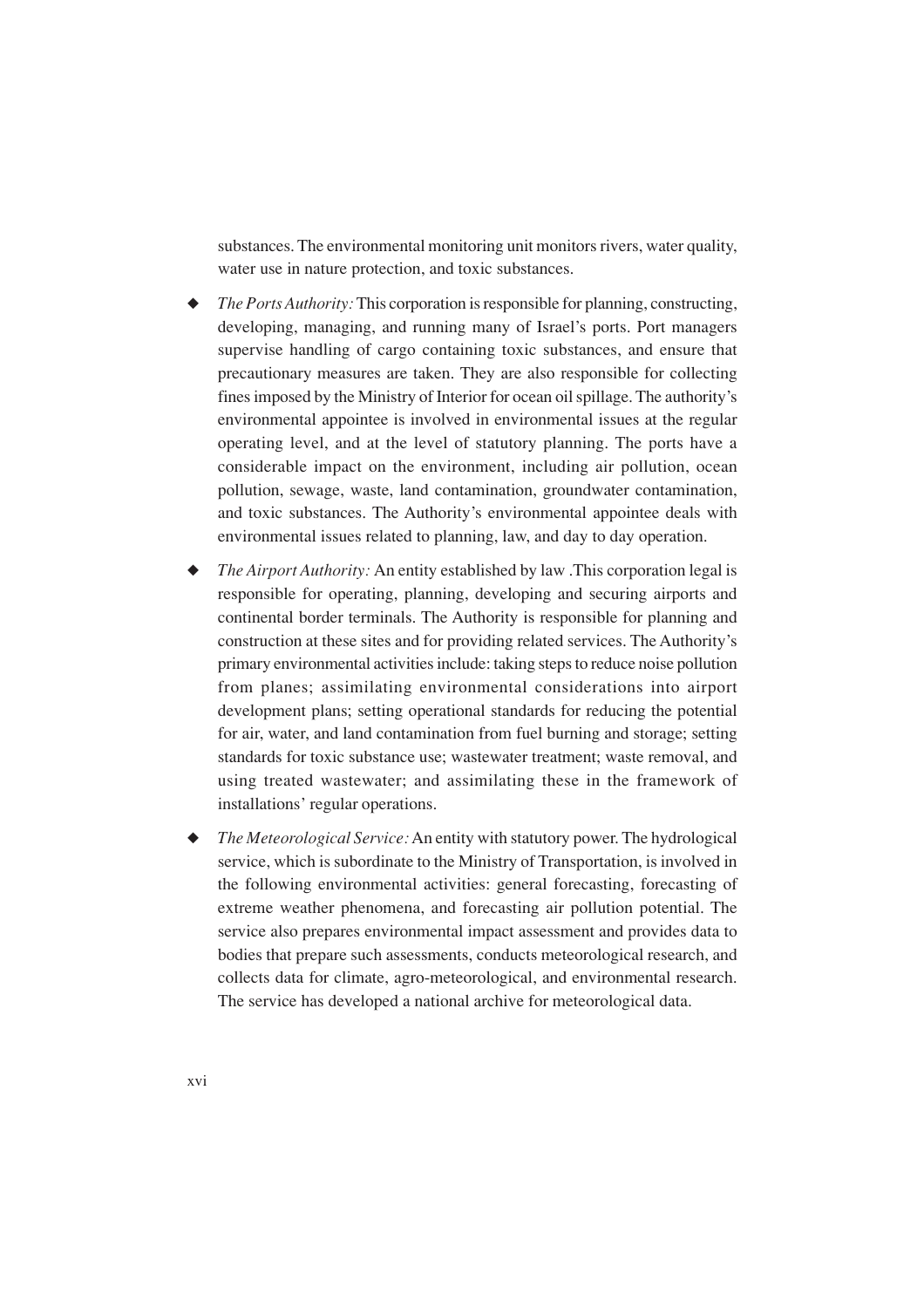substances. The environmental monitoring unit monitors rivers, water quality, water use in nature protection, and toxic substances.

- *The Ports Authority:* This corporation is responsible for planning, constructing, developing, managing, and running many of Israel's ports. Port managers supervise handling of cargo containing toxic substances, and ensure that precautionary measures are taken. They are also responsible for collecting fines imposed by the Ministry of Interior for ocean oil spillage. The authority's environmental appointee is involved in environmental issues at the regular operating level, and at the level of statutory planning. The ports have a considerable impact on the environment, including air pollution, ocean pollution, sewage, waste, land contamination, groundwater contamination, and toxic substances. The Authority's environmental appointee deals with environmental issues related to planning, law, and day to day operation.

- *The Airport Authority:* An entity established by law .This corporation legal is responsible for operating, planning, developing and securing airports and continental border terminals. The Authority is responsible for planning and construction at these sites and for providing related services. The Authority's primary environmental activities include: taking steps to reduce noise pollution from planes; assimilating environmental considerations into airport development plans; setting operational standards for reducing the potential for air, water, and land contamination from fuel burning and storage; setting standards for toxic substance use; wastewater treatment; waste removal, and using treated wastewater; and assimilating these in the framework of installations' regular operations.

- *The Meteorological Service:* An entity with statutory power. The hydrological service, which is subordinate to the Ministry of Transportation, is involved in the following environmental activities: general forecasting, forecasting of extreme weather phenomena, and forecasting air pollution potential. The service also prepares environmental impact assessment and provides data to bodies that prepare such assessments, conducts meteorological research, and collects data for climate, agro-meteorological, and environmental research. The service has developed a national archive for meteorological data.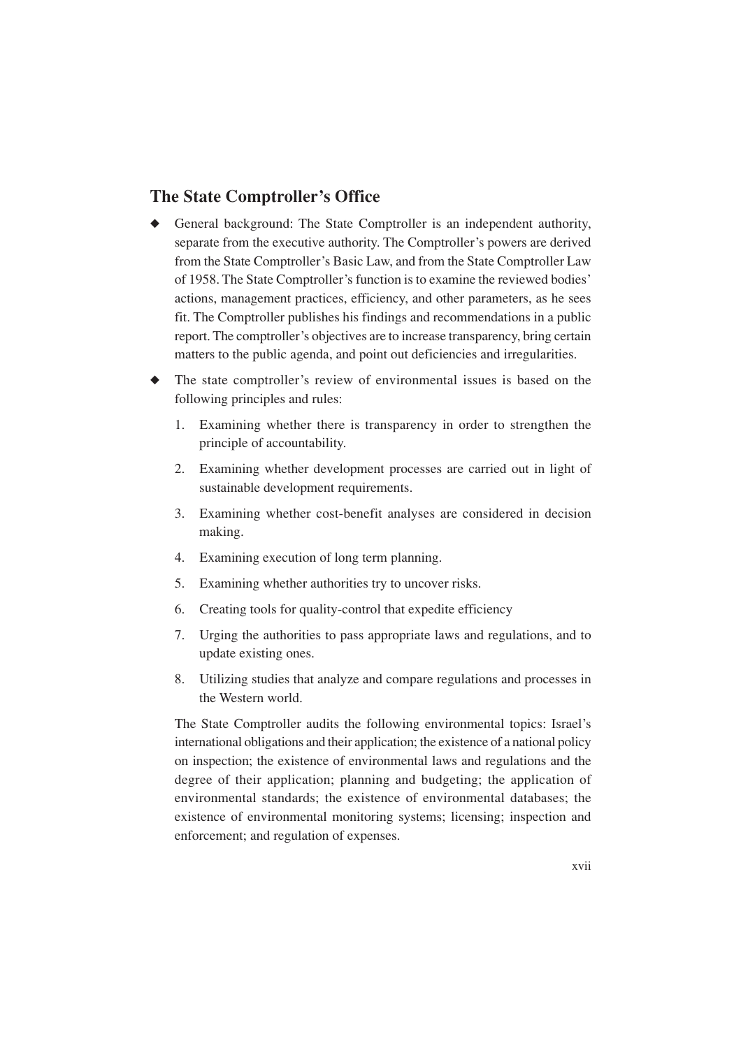## The State Comptroller's Office

- General background: The State Comptroller is an independent authority, separate from the executive authority. The Comptroller's powers are derived from the State Comptroller's Basic Law, and from the State Comptroller Law of 1958. The State Comptroller's function is to examine the reviewed bodies' actions, management practices, efficiency, and other parameters, as he sees fit. The Comptroller publishes his findings and recommendations in a public report. The comptroller's objectives are to increase transparency, bring certain matters to the public agenda, and point out deficiencies and irregularities.
- The state comptroller's review of environmental issues is based on the following principles and rules:

  1. Examining whether there is transparency in order to strengthen the principle of accountability.
  2. Examining whether development processes are carried out in light of sustainable development requirements.
  3. Examining whether cost-benefit analyses are considered in decision making.
  4. Examining execution of long term planning.
  5. Examining whether authorities try to uncover risks.
  6. Creating tools for quality-control that expedite efficiency
  7. Urging the authorities to pass appropriate laws and regulations, and to update existing ones.
  8. Utilizing studies that analyze and compare regulations and processes in the Western world.

  The State Comptroller audits the following environmental topics: Israel's international obligations and their application; the existence of a national policy on inspection; the existence of environmental laws and regulations and the degree of their application; planning and budgeting; the application of environmental standards; the existence of environmental databases; the existence of environmental monitoring systems; licensing; inspection and enforcement; and regulation of expenses.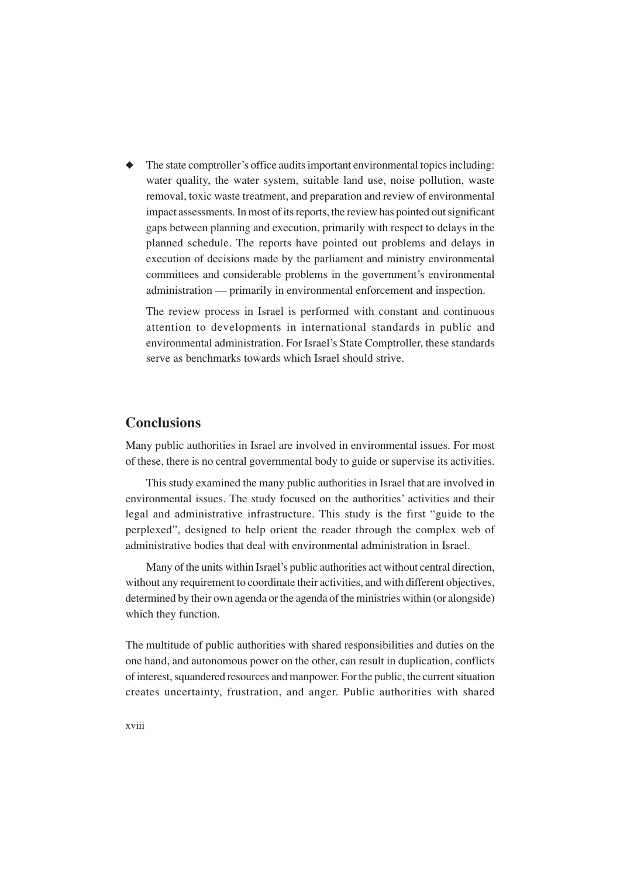- The state comptroller's office audits important environmental topics including: water quality, the water system, suitable land use, noise pollution, waste removal, toxic waste treatment, and preparation and review of environmental impact assessments. In most of its reports, the review has pointed out significant gaps between planning and execution, primarily with respect to delays in the planned schedule. The reports have pointed out problems and delays in execution of decisions made by the parliament and ministry environmental committees and considerable problems in the government's environmental administration — primarily in environmental enforcement and inspection.

  The review process in Israel is performed with constant and continuous attention to developments in international standards in public and environmental administration. For Israel's State Comptroller, these standards serve as benchmarks towards which Israel should strive.

## Conclusions

Many public authorities in Israel are involved in environmental issues. For most of these, there is no central governmental body to guide or supervise its activities.

This study examined the many public authorities in Israel that are involved in environmental issues. The study focused on the authorities' activities and their legal and administrative infrastructure. This study is the first "guide to the perplexed", designed to help orient the reader through the complex web of administrative bodies that deal with environmental administration in Israel.

Many of the units within Israel's public authorities act without central direction, without any requirement to coordinate their activities, and with different objectives, determined by their own agenda or the agenda of the ministries within (or alongside) which they function.

The multitude of public authorities with shared responsibilities and duties on the one hand, and autonomous power on the other, can result in duplication, conflicts of interest, squandered resources and manpower. For the public, the current situation creates uncertainty, frustration, and anger. Public authorities with shared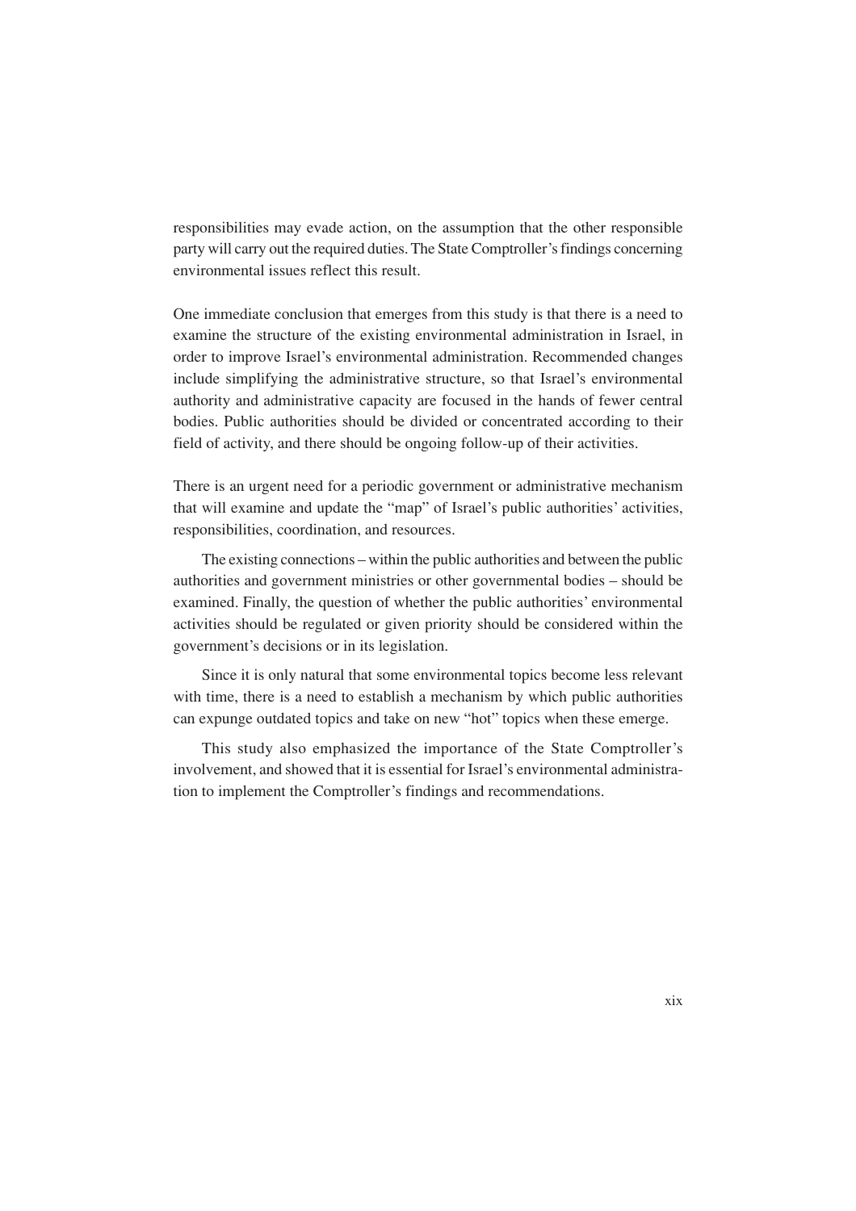responsibilities may evade action, on the assumption that the other responsible party will carry out the required duties. The State Comptroller's findings concerning environmental issues reflect this result.

One immediate conclusion that emerges from this study is that there is a need to examine the structure of the existing environmental administration in Israel, in order to improve Israel's environmental administration. Recommended changes include simplifying the administrative structure, so that Israel's environmental authority and administrative capacity are focused in the hands of fewer central bodies. Public authorities should be divided or concentrated according to their field of activity, and there should be ongoing follow-up of their activities.

There is an urgent need for a periodic government or administrative mechanism that will examine and update the "map" of Israel's public authorities' activities, responsibilities, coordination, and resources.

The existing connections – within the public authorities and between the public authorities and government ministries or other governmental bodies – should be examined. Finally, the question of whether the public authorities' environmental activities should be regulated or given priority should be considered within the government's decisions or in its legislation.

Since it is only natural that some environmental topics become less relevant with time, there is a need to establish a mechanism by which public authorities can expunge outdated topics and take on new "hot" topics when these emerge.

This study also emphasized the importance of the State Comptroller's involvement, and showed that it is essential for Israel's environmental administration to implement the Comptroller's findings and recommendations.